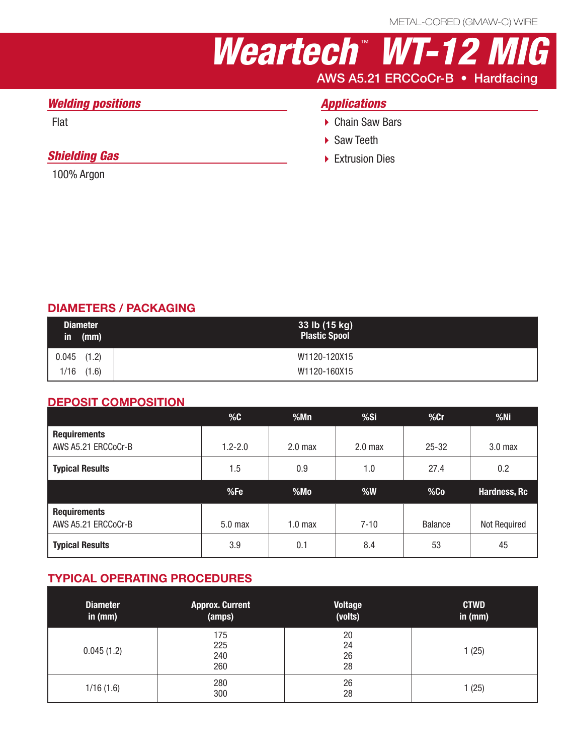METAL-CORED (GMAW-C) WIRE

# Weartech™ WT-12 MIG

AWS A5.21 ERCCoCr-B • Hardfacing

## *Welding positions*

Flat

## *Shielding Gas*

100% Argon

## *Applications*

- Chain Saw Bars
- Saw Teeth
- Extrusion Dies

## DIAMETERS / PACKAGING

| Diameter in (mm) | 33 lb (15 kg) Plastic Spool |
|---|---|
| 0.045 (1.2) | W1120-120X15 |
| 1/16 (1.6) | W1120-160X15 |

## DEPOSIT COMPOSITION

| | %C | %Mn | %Si | %Cr | %Ni |
|---|---|---|---|---|---|
| **Requirements** AWS A5.21 ERCCoCr-B | 1.2-2.0 | 2.0 max | 2.0 max | 25-32 | 3.0 max |
| **Typical Results** | 1.5 | 0.9 | 1.0 | 27.4 | 0.2 |
| | **%Fe** | **%Mo** | **%W** | **%Co** | **Hardness, Rc** |
| **Requirements** AWS A5.21 ERCCoCr-B | 5.0 max | 1.0 max | 7-10 | Balance | Not Required |
| **Typical Results** | 3.9 | 0.1 | 8.4 | 53 | 45 |

## TYPICAL OPERATING PROCEDURES

| Diameter in (mm) | Approx. Current (amps) | Voltage (volts) | CTWD in (mm) |
|---|---|---|---|
| 0.045 (1.2) | 175<br>225<br>240<br>260 | 20<br>24<br>26<br>28 | 1 (25) |
| 1/16 (1.6) | 280<br>300 | 26<br>28 | 1 (25) |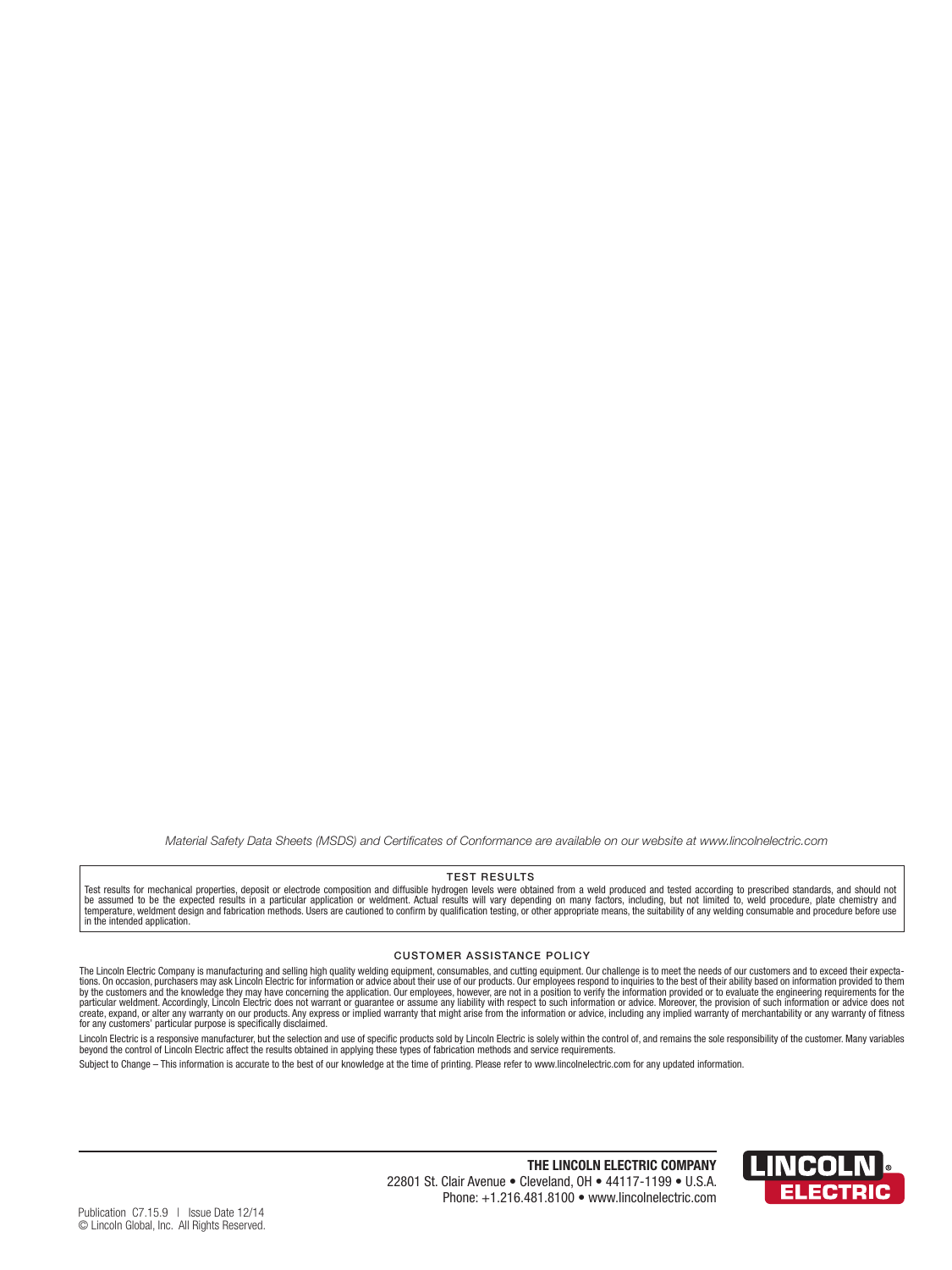*Material Safety Data Sheets (MSDS) and Certificates of Conformance are available on our website at www.lincolnelectric.com*

## TEST RESULTS

Test results for mechanical properties, deposit or electrode composition and diffusible hydrogen levels were obtained from a weld produced and tested according to prescribed standards, and should not be assumed to be the expected results in a particular application or weldment. Actual results will vary depending on many factors, including, but not limited to, weld procedure, plate chemistry and temperature, weldment design and fabrication methods. Users are cautioned to confirm by qualification testing, or other appropriate means, the suitability of any welding consumable and procedure before use in the intended application.

## CUSTOMER ASSISTANCE POLICY

The Lincoln Electric Company is manufacturing and selling high quality welding equipment, consumables, and cutting equipment. Our challenge is to meet the needs of our customers and to exceed their expectations. On occasion, purchasers may ask Lincoln Electric for information or advice about their use of our products. Our employees respond to inquiries to the best of their ability based on information provided to them by the customers and the knowledge they may have concerning the application. Our employees, however, are not in a position to verify the information provided or to evaluate the engineering requirements for the particular weldment. Accordingly, Lincoln Electric does not warrant or guarantee or assume any liability with respect to such information or advice. Moreover, the provision of such information or advice does not create, expand, or alter any warranty on our products. Any express or implied warranty that might arise from the information or advice, including any implied warranty of merchantability or any warranty of fitness for any customers' particular purpose is specifically disclaimed.

Lincoln Electric is a responsive manufacturer, but the selection and use of specific products sold by Lincoln Electric is solely within the control of, and remains the sole responsibility of the customer. Many variables beyond the control of Lincoln Electric affect the results obtained in applying these types of fabrication methods and service requirements.

Subject to Change – This information is accurate to the best of our knowledge at the time of printing. Please refer to www.lincolnelectric.com for any updated information.

**THE LINCOLN ELECTRIC COMPANY**
22801 St. Clair Avenue • Cleveland, OH • 44117-1199 • U.S.A.
Phone: +1.216.481.8100 • www.lincolnelectric.com

LINCOLN® ELECTRIC

Publication C7.15.9 | Issue Date 12/14
© Lincoln Global, Inc. All Rights Reserved.